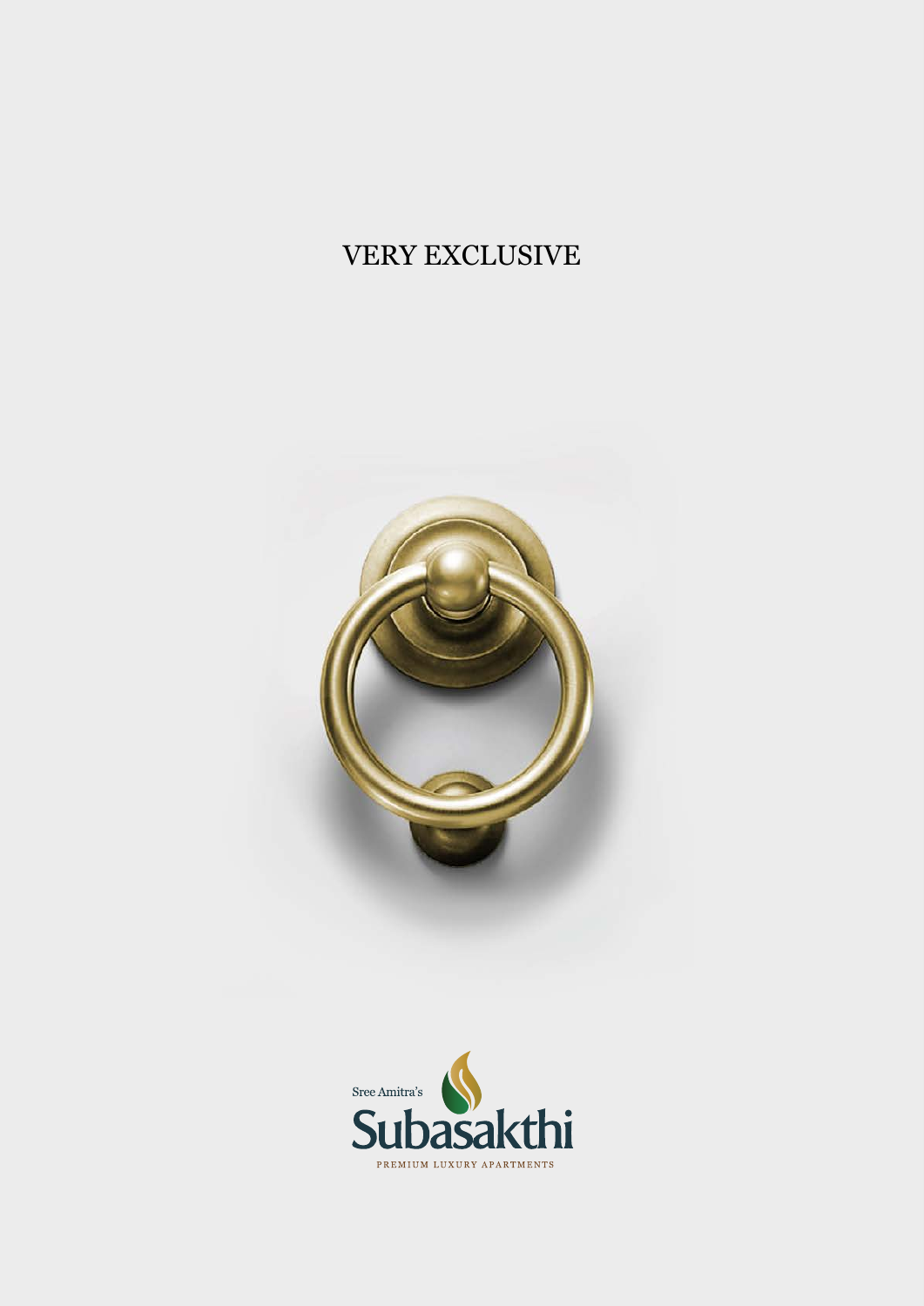# VERY EXCLUSIVE

Sree Amitra's

**Subasakthi**

PREMIUM LUXURY APARTMENTS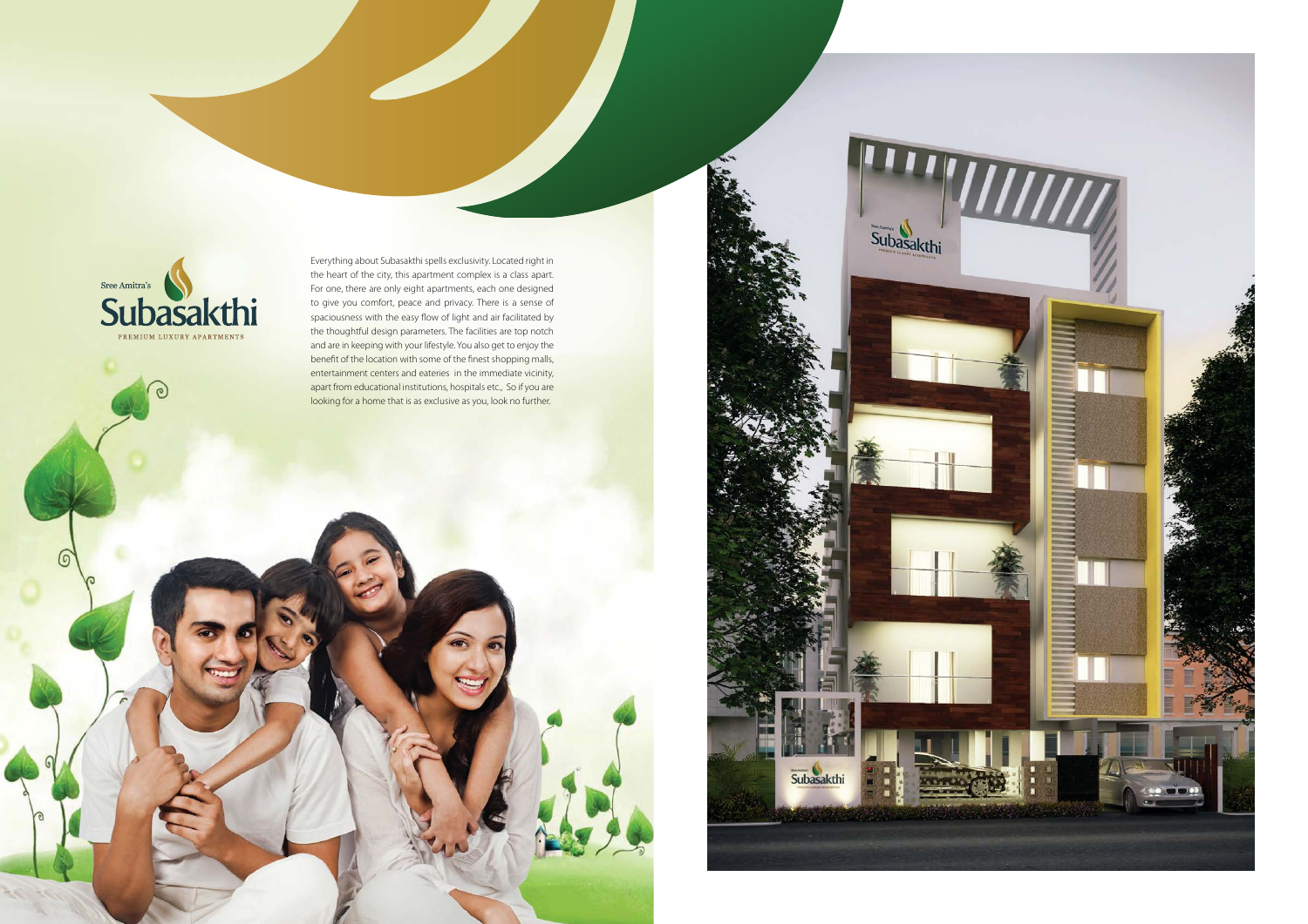Sree Amitra's

# Subasakthi

PREMIUM LUXURY APARTMENTS

Everything about Subasakthi spells exclusivity. Located right in the heart of the city, this apartment complex is a class apart. For one, there are only eight apartments, each one designed to give you comfort, peace and privacy. There is a sense of spaciousness with the easy flow of light and air facilitated by the thoughtful design parameters. The facilities are top notch and are in keeping with your lifestyle. You also get to enjoy the benefit of the location with some of the finest shopping malls, entertainment centers and eateries in the immediate vicinity, apart from educational institutions, hospitals etc., So if you are looking for a home that is as exclusive as you, look no further.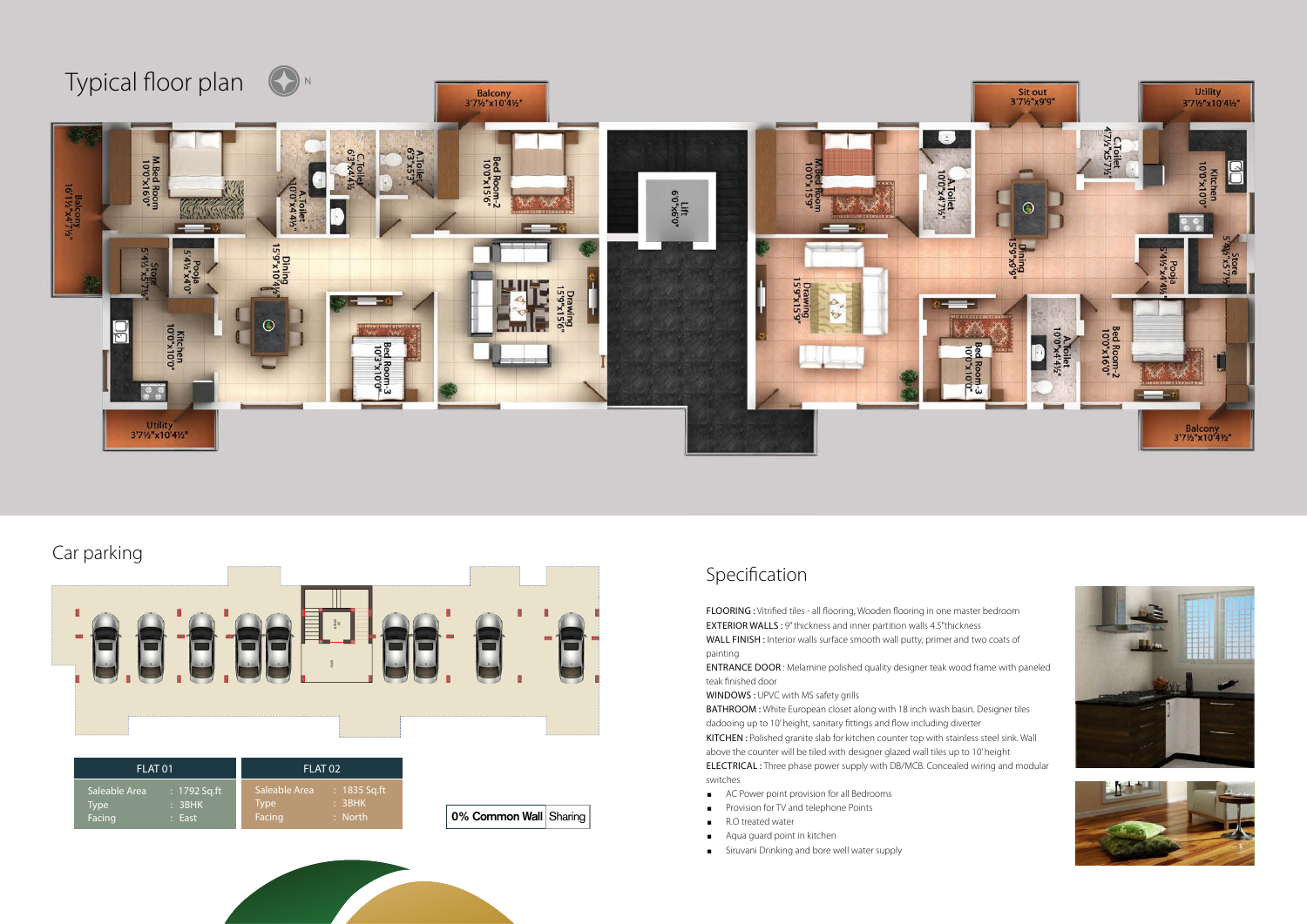# Typical floor plan

Balcony 3'7½"x10'4½"

Balcony 16'1½"x4'7½"

M.Bed Room 10'0"x16'0"

C.Toilet 6'3"x4'4½"

A.Toilet 6'3"x5'3"

A.Toilet 10'0"x4'4½"

Bed Room-2 10'0"x15'6"

Lift 6'0"x6'0"

Store 5'4½"x5'7½"

Pooja 5'4½"x4'0"

Dining 15'9"x10'4½"

Drawing 15'9"x15'6"

Kitchen 10'0"x10'0"

Bed Room-3 10'3"x10'0"

Utility 3'7½"x10'4½"

Sit out 3'7½"x9'9"

Utility 3'7½"x10'4½"

M.Bed Room 10'0"x15'9"

A.Toilet 10'0"x4'7½"

C.Toilet 4'7½"x5'7½"

Kitchen 10'0"x10'0"

Dining 15'9"x9'9"

Drawing 15'9"x15'9"

Pooja 5'4½"x4'4½"

Store 5'4½"x5'7½"

Bed Room-3 10'0"x10'0"

A.Toilet 10'0"x4'4½"

Bed Room-2 10'0"x16'0"

Balcony 3'7½"x10'4½"

# Car parking

| FLAT 01 | |
|---|---|
| Saleable Area | : 1792 Sq.ft |
| Type | : 3BHK |
| Facing | : East |

| FLAT 02 | |
|---|---|
| Saleable Area | : 1835 Sq.ft |
| Type | : 3BHK |
| Facing | : North |

**0% Common Wall** Sharing

# Specification

**FLOORING :** Vitrified tiles - all flooring, Wooden flooring in one master bedroom

**EXTERIOR WALLS :** 9" thickness and inner partition walls 4.5"thickness

**WALL FINISH :** Interior walls surface smooth wall putty, primer and two coats of painting

**ENTRANCE DOOR :** Melamine polished quality designer teak wood frame with paneled teak finished door

**WINDOWS :** UPVC with MS safety grills

**BATHROOM :** White European closet along with 18 inch wash basin. Designer tiles dadooing up to 10' height, sanitary fittings and flow including diverter

**KITCHEN :** Polished granite slab for kitchen counter top with stainless steel sink. Wall above the counter will be tiled with designer glazed wall tiles up to 10' height

**ELECTRICAL :** Three phase power supply with DB/MCB. Concealed wiring and modular switches

- AC Power point provision for all Bedrooms
- Provision for TV and telephone Points
- R.O treated water
- Aqua guard point in kitchen
- Siruvani Drinking and bore well water supply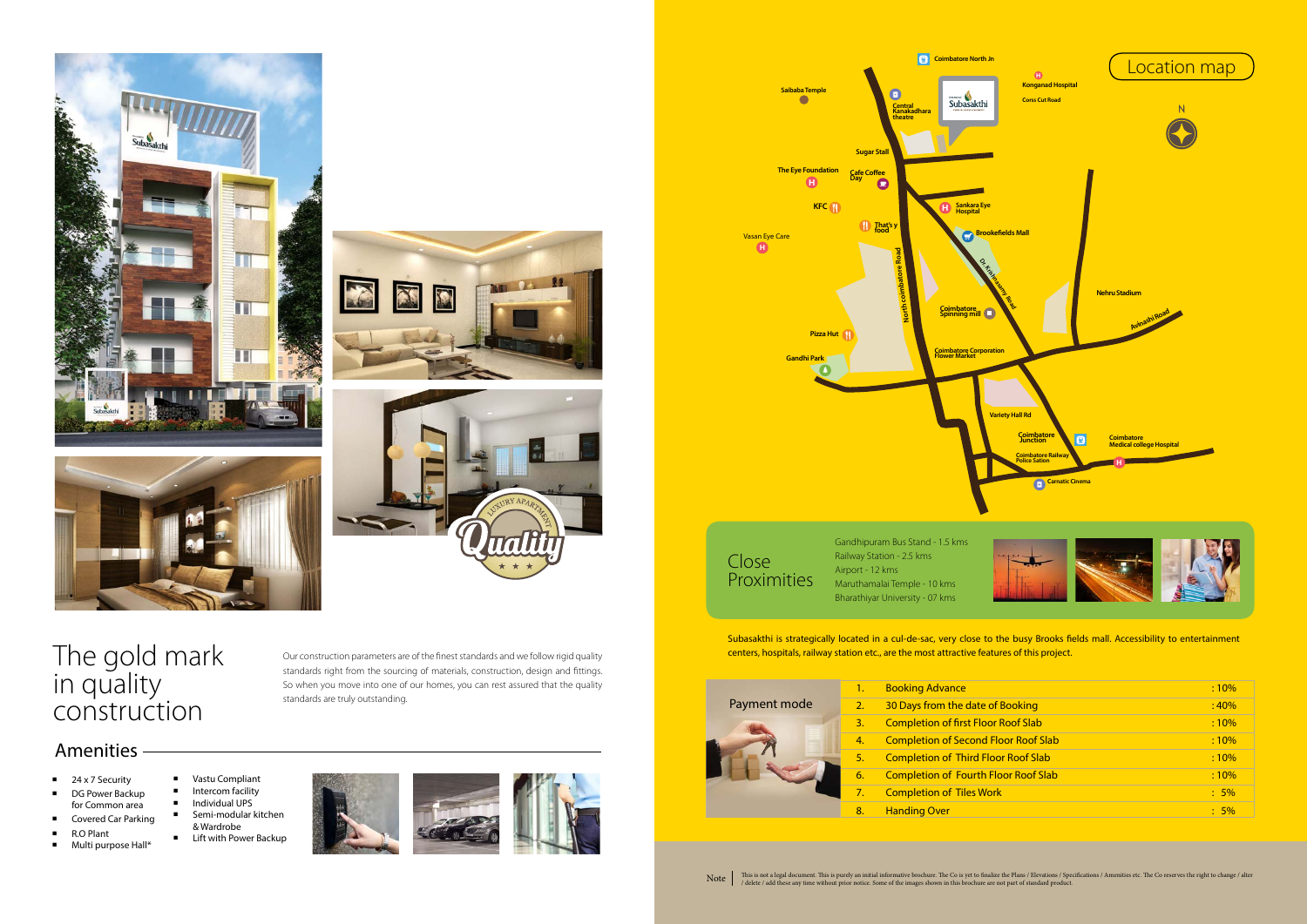# The gold mark in quality construction

Our construction parameters are of the finest standards and we follow rigid quality standards right from the sourcing of materials, construction, design and fittings. So when you move into one of our homes, you can rest assured that the quality standards are truly outstanding.

## Amenities

- 24 x 7 Security
- DG Power Backup for Common area
- Covered Car Parking
- R.O Plant
- Multi purpose Hall*
- Vastu Compliant
- Intercom facility
- Individual UPS
- Semi-modular kitchen & Wardrobe
- Lift with Power Backup

## Location map

Coimbatore North Jn, Saibaba Temple, Central Kanakadhara theatre, Konganad Hospital, Corss Cut Road, Sugar Stall, The Eye Foundation, Cafe Coffee Day, KFC, Sankara Eye Hospital, That's y food, Vasan Eye Care, Brookefields Mall, Dr. Krishnasamy Road, North coimbatore Road, Nehru Stadium, Coimbatore Spinning mill, Avinashi Road, Pizza Hut, Gandhi Park, Coimbatore Corporation Flower Market, Variety Hall Rd, Coimbatore Junction, Coimbatore Medical college Hospital, Coimbatore Railway Police Sation, Carnatic Cinema

## Close Proximities

- Gandhipuram Bus Stand - 1.5 kms
- Railway Station - 2.5 kms
- Airport - 12 kms
- Maruthamalai Temple - 10 kms
- Bharathiyar University - 07 kms

Subasakthi is strategically located in a cul-de-sac, very close to the busy Brooks fields mall. Accessibility to entertainment centers, hospitals, railway station etc., are the most attractive features of this project.

## Payment mode

| No. | Stage | Percentage |
|---|---|---|
| 1. | Booking Advance | : 10% |
| 2. | 30 Days from the date of Booking | : 40% |
| 3. | Completion of first Floor Roof Slab | : 10% |
| 4. | Completion of Second Floor Roof Slab | : 10% |
| 5. | Completion of Third Floor Roof Slab | : 10% |
| 6. | Completion of Fourth Floor Roof Slab | : 10% |
| 7. | Completion of Tiles Work | : 5% |
| 8. | Handing Over | : 5% |

Note: This is not a legal document. This is purely an initial informative brochure. The Co is yet to finalize the Plans / Elevations / Specifications / Amenities etc. The Co reserves the right to change / alter / delete / add these any time without prior notice. Some of the images shown in this brochure are not part of standard product.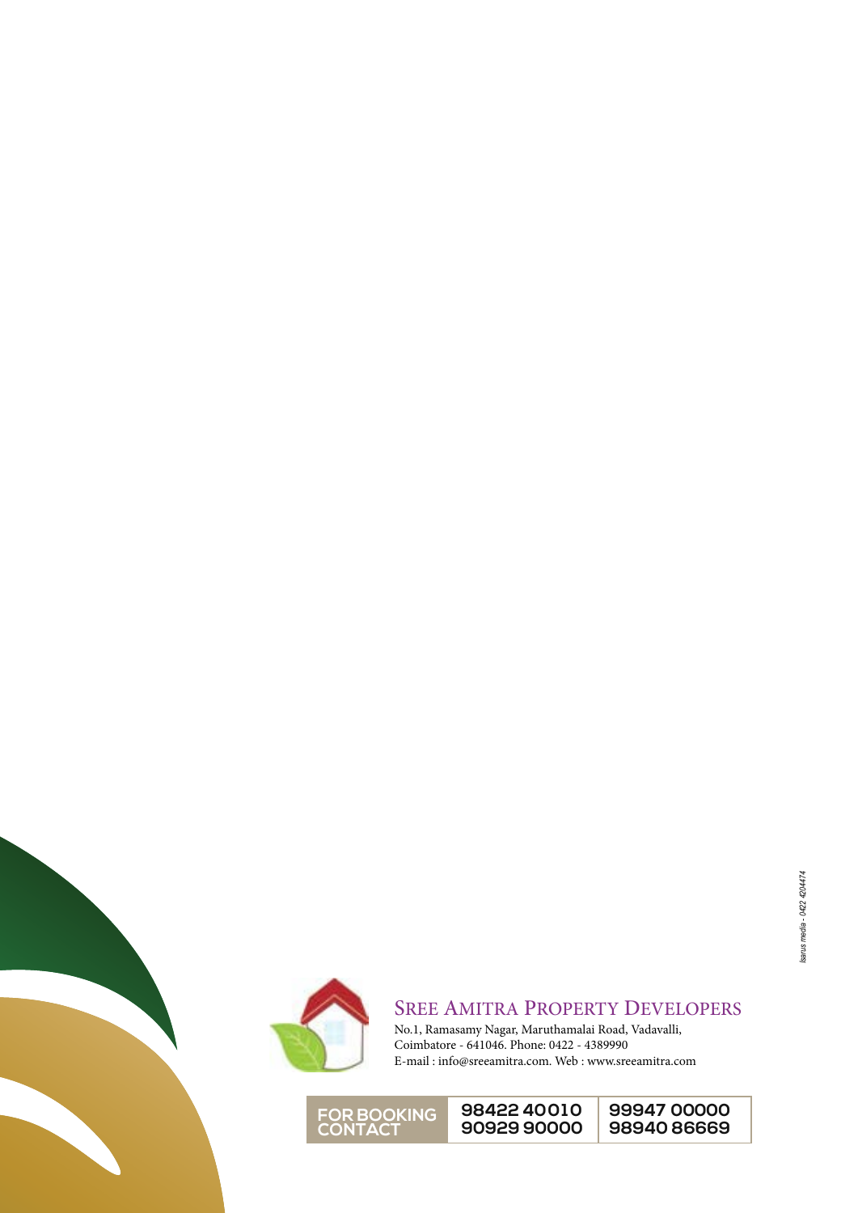## Sree Amitra Property Developers

No.1, Ramasamy Nagar, Maruthamalai Road, Vadavalli,
Coimbatore - 641046. Phone: 0422 - 4389990
E-mail : info@sreeamitra.com. Web : www.sreeamitra.com

| | | |
|---|---|---|
| FOR BOOKING CONTACT | 98422 40010<br>90929 90000 | 99947 00000<br>98940 86669 |

*Isarus media - 0422 4204474*